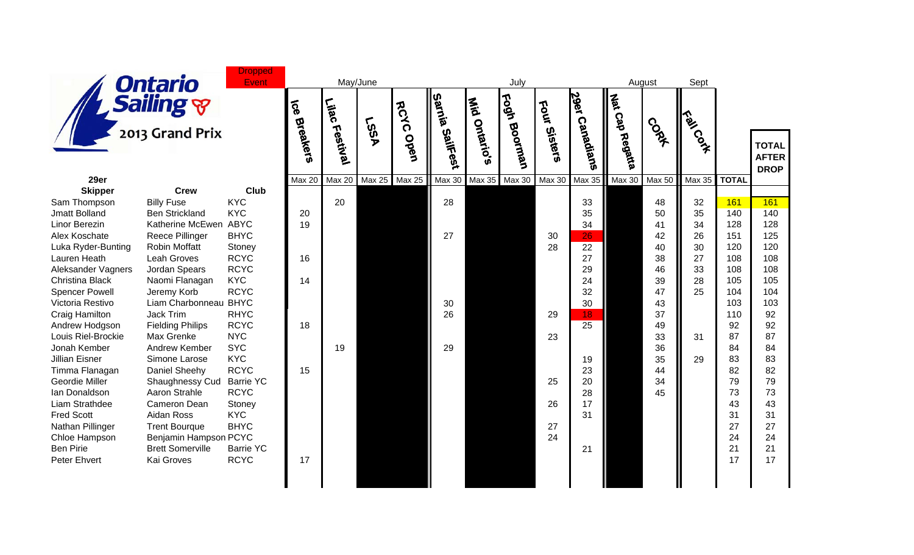# Ontario Sailing 2013 Grand Prix

Dropped Event

| 29er Skipper | Crew | Club | Ice Breakers (May/June) | Lilac Festival (May/June) | LSSA (May/June) | RCYC Open (May/June) | Sarnia SailFest (July) | Mid Ontario's (July) | Fogh Boorman (July) | Four Sisters (July) | 29er Canadians (July) | Nat Cap Regatta (August) | CORK (August) | Fall Cork (Sept) | TOTAL | TOTAL AFTER DROP |
|---|---|---|---|---|---|---|---|---|---|---|---|---|---|---|---|---|
| | | | Max 20 | Max 20 | Max 25 | Max 25 | Max 30 | Max 35 | Max 30 | Max 30 | Max 35 | Max 30 | Max 50 | Max 35 | TOTAL | |
| Sam Thompson | Billy Fuse | KYC | | 20 | | | 28 | | | | 33 | | 48 | 32 | 161 | 161 |
| Jmatt Bolland | Ben Strickland | KYC | 20 | | | | | | | | 35 | | 50 | 35 | 140 | 140 |
| Linor Berezin | Katherine McEwen | ABYC | 19 | | | | | | | | 34 | | 41 | 34 | 128 | 128 |
| Alex Koschate | Reece Pillinger | BHYC | | | | | 27 | | | 30 | 26 | | 42 | 26 | 151 | 125 |
| Luka Ryder-Bunting | Robin Moffatt | Stoney | | | | | | | | 28 | 22 | | 40 | 30 | 120 | 120 |
| Lauren Heath | Leah Groves | RCYC | 16 | | | | | | | | 27 | | 38 | 27 | 108 | 108 |
| Aleksander Vagners | Jordan Spears | RCYC | | | | | | | | | 29 | | 46 | 33 | 108 | 108 |
| Christina Black | Naomi Flanagan | KYC | 14 | | | | | | | | 24 | | 39 | 28 | 105 | 105 |
| Spencer Powell | Jeremy Korb | RCYC | | | | | | | | | 32 | | 47 | 25 | 104 | 104 |
| Victoria Restivo | Liam Charbonneau | BHYC | | | | | 30 | | | | 30 | | 43 | | 103 | 103 |
| Craig Hamilton | Jack Trim | RHYC | | | | | 26 | | | 29 | 18 | | 37 | | 110 | 92 |
| Andrew Hodgson | Fielding Philips | RCYC | 18 | | | | | | | | 25 | | 49 | | 92 | 92 |
| Louis Riel-Brockie | Max Grenke | NYC | | | | | | | | 23 | | | 33 | 31 | 87 | 87 |
| Jonah Kember | Andrew Kember | SYC | | 19 | | | 29 | | | | | | 36 | | 84 | 84 |
| Jillian Eisner | Simone Larose | KYC | | | | | | | | | 19 | | 35 | 29 | 83 | 83 |
| Timma Flanagan | Daniel Sheehy | RCYC | 15 | | | | | | | | 23 | | 44 | | 82 | 82 |
| Geordie Miller | Shaughnessy Cud | Barrie YC | | | | | | | | 25 | 20 | | 34 | | 79 | 79 |
| Ian Donaldson | Aaron Strahle | RCYC | | | | | | | | | 28 | | 45 | | 73 | 73 |
| Liam Strathdee | Cameron Dean | Stoney | | | | | | | | 26 | 17 | | | | 43 | 43 |
| Fred Scott | Aidan Ross | KYC | | | | | | | | | 31 | | | | 31 | 31 |
| Nathan Pillinger | Trent Bourque | BHYC | | | | | | | | 27 | | | | | 27 | 27 |
| Chloe Hampson | Benjamin Hampson | PCYC | | | | | | | | 24 | | | | | 24 | 24 |
| Ben Pirie | Brett Somerville | Barrie YC | | | | | | | | | 21 | | | | 21 | 21 |
| Peter Ehvert | Kai Groves | RCYC | 17 | | | | | | | | | | | | 17 | 17 |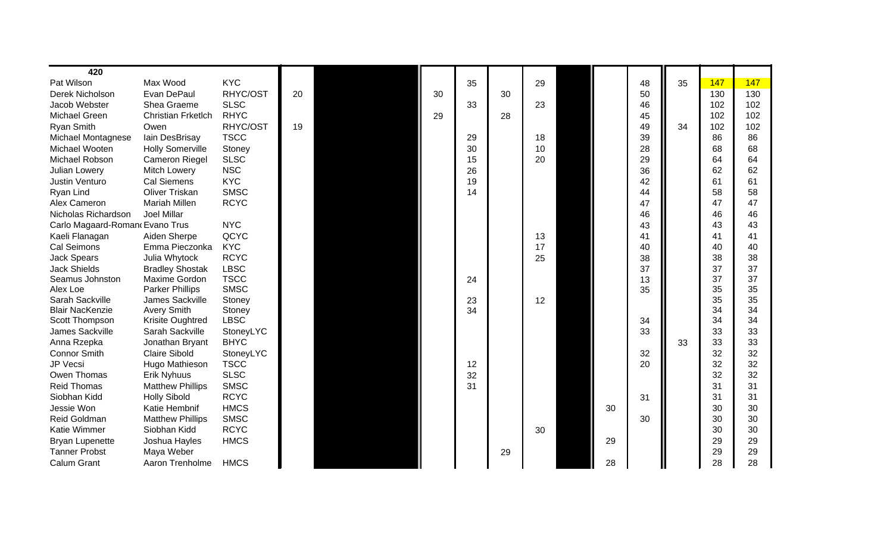| 420 | | | | | | | | | | | | |
|---|---|---|---|---|---|---|---|---|---|---|---|---|
| Pat Wilson | Max Wood | KYC | | | 35 | | 29 | | 48 | 35 | 147 | 147 |
| Derek Nicholson | Evan DePaul | RHYC/OST | 20 | 30 | | 30 | | | 50 | | 130 | 130 |
| Jacob Webster | Shea Graeme | SLSC | | | 33 | | 23 | | 46 | | 102 | 102 |
| Michael Green | Christian Frketlch | RHYC | | 29 | | 28 | | | 45 | | 102 | 102 |
| Ryan Smith | Owen | RHYC/OST | 19 | | | | | | 49 | 34 | 102 | 102 |
| Michael Montagnese | Iain DesBrisay | TSCC | | | 29 | | 18 | | 39 | | 86 | 86 |
| Michael Wooten | Holly Somerville | Stoney | | | 30 | | 10 | | 28 | | 68 | 68 |
| Michael Robson | Cameron Riegel | SLSC | | | 15 | | 20 | | 29 | | 64 | 64 |
| Julian Lowery | Mitch Lowery | NSC | | | 26 | | | | 36 | | 62 | 62 |
| Justin Venturo | Cal Siemens | KYC | | | 19 | | | | 42 | | 61 | 61 |
| Ryan Lind | Oliver Triskan | SMSC | | | 14 | | | | 44 | | 58 | 58 |
| Alex Cameron | Mariah Millen | RCYC | | | | | | | 47 | | 47 | 47 |
| Nicholas Richardson | Joel Millar | | | | | | | | 46 | | 46 | 46 |
| Carlo Magaard-Roman | Evano Trus | NYC | | | | | | | 43 | | 43 | 43 |
| Kaeli Flanagan | Aiden Sherpe | QCYC | | | | | 13 | | 41 | | 41 | 41 |
| Cal Seimons | Emma Pieczonka | KYC | | | | | 17 | | 40 | | 40 | 40 |
| Jack Spears | Julia Whytock | RCYC | | | | | 25 | | 38 | | 38 | 38 |
| Jack Shields | Bradley Shostak | LBSC | | | | | | | 37 | | 37 | 37 |
| Seamus Johnston | Maxime Gordon | TSCC | | | 24 | | | | 13 | | 37 | 37 |
| Alex Loe | Parker Phillips | SMSC | | | | | | | 35 | | 35 | 35 |
| Sarah Sackville | James Sackville | Stoney | | | 23 | | 12 | | | | 35 | 35 |
| Blair NacKenzie | Avery Smith | Stoney | | | 34 | | | | | | 34 | 34 |
| Scott Thompson | Krisite Oughtred | LBSC | | | | | | | 34 | | 34 | 34 |
| James Sackville | Sarah Sackville | StoneyLYC | | | | | | | 33 | | 33 | 33 |
| Anna Rzepka | Jonathan Bryant | BHYC | | | | | | | | 33 | 33 | 33 |
| Connor Smith | Claire Sibold | StoneyLYC | | | | | | | 32 | | 32 | 32 |
| JP Vecsi | Hugo Mathieson | TSCC | | | 12 | | | | 20 | | 32 | 32 |
| Owen Thomas | Erik Nyhuus | SLSC | | | 32 | | | | | | 32 | 32 |
| Reid Thomas | Matthew Phillips | SMSC | | | 31 | | | | | | 31 | 31 |
| Siobhan Kidd | Holly Sibold | RCYC | | | | | | | 31 | | 31 | 31 |
| Jessie Won | Katie Hembnif | HMCS | | | | | | 30 | | | 30 | 30 |
| Reid Goldman | Matthew Phillips | SMSC | | | | | | | 30 | | 30 | 30 |
| Katie Wimmer | Siobhan Kidd | RCYC | | | | | 30 | | | | 30 | 30 |
| Bryan Lupenette | Joshua Hayles | HMCS | | | | | | 29 | | | 29 | 29 |
| Tanner Probst | Maya Weber | | | | | 29 | | | | | 29 | 29 |
| Calum Grant | Aaron Trenholme | HMCS | | | | | | 28 | | | 28 | 28 |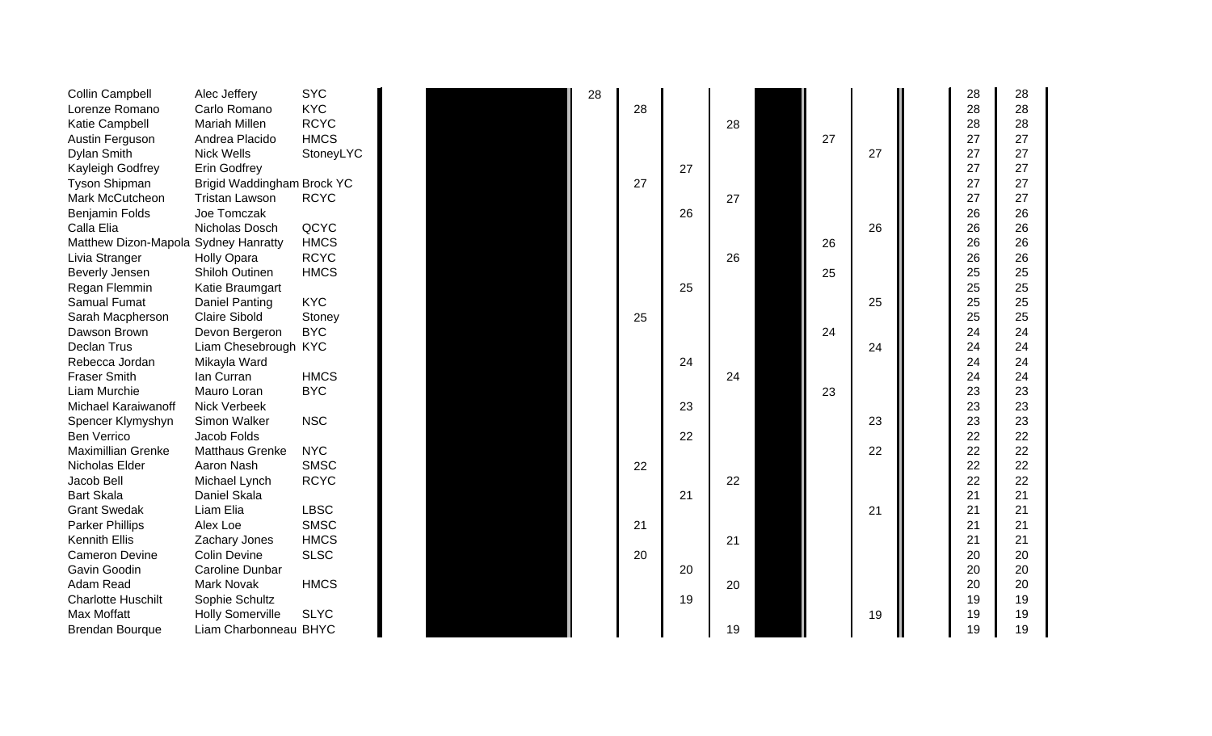| | | | | | | | | | | |
|---|---|---|---|---|---|---|---|---|---|---|
| Collin Campbell | Alec Jeffery | SYC | 28 | | | | | | 28 | 28 |
| Lorenze Romano | Carlo Romano | KYC | | 28 | | | | | 28 | 28 |
| Katie Campbell | Mariah Millen | RCYC | | | | 28 | | | 28 | 28 |
| Austin Ferguson | Andrea Placido | HMCS | | | | | 27 | | 27 | 27 |
| Dylan Smith | Nick Wells | StoneyLYC | | | | | | 27 | 27 | 27 |
| Kayleigh Godfrey | Erin Godfrey | | | | 27 | | | | 27 | 27 |
| Tyson Shipman | Brigid Waddingham | Brock YC | | 27 | | | | | 27 | 27 |
| Mark McCutcheon | Tristan Lawson | RCYC | | | | 27 | | | 27 | 27 |
| Benjamin Folds | Joe Tomczak | | | | 26 | | | | 26 | 26 |
| Calla Elia | Nicholas Dosch | QCYC | | | | | | 26 | 26 | 26 |
| Matthew Dizon-Mapola | Sydney Hanratty | HMCS | | | | | 26 | | 26 | 26 |
| Livia Stranger | Holly Opara | RCYC | | | | 26 | | | 26 | 26 |
| Beverly Jensen | Shiloh Outinen | HMCS | | | | | 25 | | 25 | 25 |
| Regan Flemmin | Katie Braumgart | | | | 25 | | | | 25 | 25 |
| Samual Fumat | Daniel Panting | KYC | | | | | | 25 | 25 | 25 |
| Sarah Macpherson | Claire Sibold | Stoney | | 25 | | | | | 25 | 25 |
| Dawson Brown | Devon Bergeron | BYC | | | | | 24 | | 24 | 24 |
| Declan Trus | Liam Chesebrough | KYC | | | | | | 24 | 24 | 24 |
| Rebecca Jordan | Mikayla Ward | | | | 24 | | | | 24 | 24 |
| Fraser Smith | Ian Curran | HMCS | | | | 24 | | | 24 | 24 |
| Liam Murchie | Mauro Loran | BYC | | | | | 23 | | 23 | 23 |
| Michael Karaiwanoff | Nick Verbeek | | | | 23 | | | | 23 | 23 |
| Spencer Klymyshyn | Simon Walker | NSC | | | | | | 23 | 23 | 23 |
| Ben Verrico | Jacob Folds | | | | 22 | | | | 22 | 22 |
| Maximillian Grenke | Matthaus Grenke | NYC | | | | | | 22 | 22 | 22 |
| Nicholas Elder | Aaron Nash | SMSC | | 22 | | | | | 22 | 22 |
| Jacob Bell | Michael Lynch | RCYC | | | | 22 | | | 22 | 22 |
| Bart Skala | Daniel Skala | | | | 21 | | | | 21 | 21 |
| Grant Swedak | Liam Elia | LBSC | | | | | | 21 | 21 | 21 |
| Parker Phillips | Alex Loe | SMSC | | 21 | | | | | 21 | 21 |
| Kennith Ellis | Zachary Jones | HMCS | | | | 21 | | | 21 | 21 |
| Cameron Devine | Colin Devine | SLSC | | 20 | | | | | 20 | 20 |
| Gavin Goodin | Caroline Dunbar | | | | 20 | | | | 20 | 20 |
| Adam Read | Mark Novak | HMCS | | | | 20 | | | 20 | 20 |
| Charlotte Huschilt | Sophie Schultz | | | | 19 | | | | 19 | 19 |
| Max Moffatt | Holly Somerville | SLYC | | | | | | 19 | 19 | 19 |
| Brendan Bourque | Liam Charbonneau | BHYC | | | | 19 | | | 19 | 19 |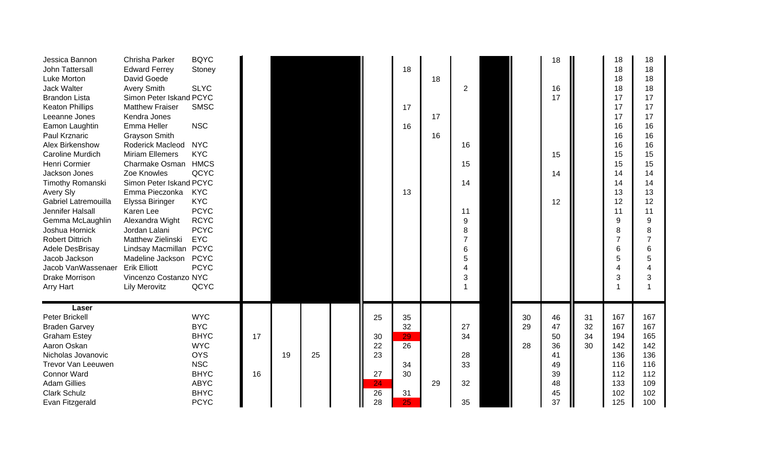| | | | | | | | | | | | | | | | | |
|---|---|---|---|---|---|---|---|---|---|---|---|---|---|---|---|---|
| Jessica Bannon | Chrisha Parker | BQYC | | | | | | | | | | | 18 | | 18 | 18 |
| John Tattersall | Edward Ferrey | Stoney | | | | | | 18 | | | | | | | 18 | 18 |
| Luke Morton | David Goede | | | | | | | | 18 | | | | | | 18 | 18 |
| Jack Walter | Avery Smith | SLYC | | | | | | | | 2 | | | 16 | | 18 | 18 |
| Brandon Lista | Simon Peter Iskand | PCYC | | | | | | | | | | | 17 | | 17 | 17 |
| Keaton Phillips | Matthew Fraiser | SMSC | | | | | | 17 | | | | | | | 17 | 17 |
| Leeanne Jones | Kendra Jones | | | | | | | | 17 | | | | | | 17 | 17 |
| Eamon Laughtin | Emma Heller | NSC | | | | | | 16 | | | | | | | 16 | 16 |
| Paul Krznaric | Grayson Smith | | | | | | | | 16 | | | | | | 16 | 16 |
| Alex Birkenshow | Roderick Macleod | NYC | | | | | | | | 16 | | | | | 16 | 16 |
| Caroline Murdich | Miriam Ellemers | KYC | | | | | | | | | | | 15 | | 15 | 15 |
| Henri Cormier | Charmake Osman | HMCS | | | | | | | | 15 | | | | | 15 | 15 |
| Jackson Jones | Zoe Knowles | QCYC | | | | | | | | | | | 14 | | 14 | 14 |
| Timothy Romanski | Simon Peter Iskand | PCYC | | | | | | | | 14 | | | | | 14 | 14 |
| Avery Sly | Emma Pieczonka | KYC | | | | | | 13 | | | | | | | 13 | 13 |
| Gabriel Latremouilla | Elyssa Biringer | KYC | | | | | | | | | | | 12 | | 12 | 12 |
| Jennifer Halsall | Karen Lee | PCYC | | | | | | | | 11 | | | | | 11 | 11 |
| Gemma McLaughlin | Alexandra Wight | RCYC | | | | | | | | 9 | | | | | 9 | 9 |
| Joshua Hornick | Jordan Lalani | PCYC | | | | | | | | 8 | | | | | 8 | 8 |
| Robert Dittrich | Matthew Zielinski | EYC | | | | | | | | 7 | | | | | 7 | 7 |
| Adele DesBrisay | Lindsay Macmillan | PCYC | | | | | | | | 6 | | | | | 6 | 6 |
| Jacob Jackson | Madeline Jackson | PCYC | | | | | | | | 5 | | | | | 5 | 5 |
| Jacob VanWassenaer | Erik Elliott | PCYC | | | | | | | | 4 | | | | | 4 | 4 |
| Drake Morrison | Vincenzo Costanzo | NYC | | | | | | | | 3 | | | | | 3 | 3 |
| Arry Hart | Lily Merovitz | QCYC | | | | | | | | 1 | | | | | 1 | 1 |
| **Laser** | | | | | | | | | | | | | | | | |
| Peter Brickell | | WYC | | | | | 25 | 35 | | | | 30 | 46 | 31 | 167 | 167 |
| Braden Garvey | | BYC | | | | | | 32 | | 27 | | 29 | 47 | 32 | 167 | 167 |
| Graham Estey | | BHYC | 17 | | | | 30 | 29 | | 34 | | | 50 | 34 | 194 | 165 |
| Aaron Oskan | | WYC | | | | | 22 | 26 | | | | 28 | 36 | 30 | 142 | 142 |
| Nicholas Jovanovic | | OYS | | 19 | 25 | | 23 | | | 28 | | | 41 | | 136 | 136 |
| Trevor Van Leeuwen | | NSC | | | | | | 34 | | 33 | | | 49 | | 116 | 116 |
| Connor Ward | | BHYC | 16 | | | | 27 | 30 | | | | | 39 | | 112 | 112 |
| Adam Gillies | | ABYC | | | | | 24 | | 29 | 32 | | | 48 | | 133 | 109 |
| Clark Schulz | | BHYC | | | | | 26 | 31 | | | | | 45 | | 102 | 102 |
| Evan Fitzgerald | | PCYC | | | | | 28 | 25 | | 35 | | | 37 | | 125 | 100 |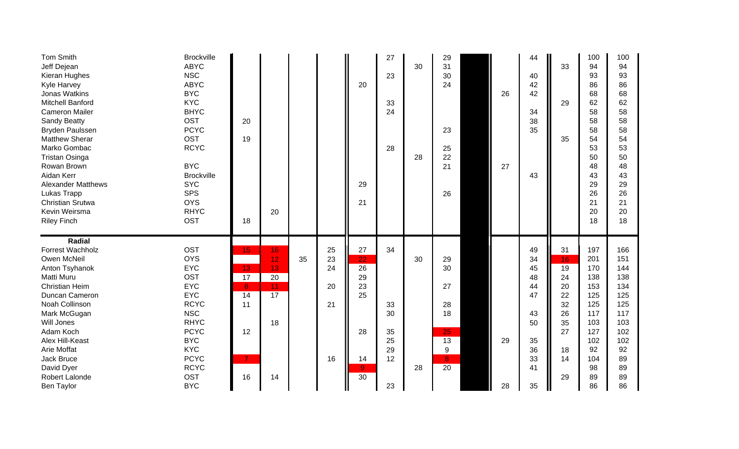| | | | | | | | | | | | | | | | |
|---|---|---|---|---|---|---|---|---|---|---|---|---|---|---|---|
| Tom Smith | Brockville | | | | | | 27 | | 29 | | | 44 | | 100 | 100 |
| Jeff Dejean | ABYC | | | | | | | 30 | 31 | | | | 33 | 94 | 94 |
| Kieran Hughes | NSC | | | | | | 23 | | 30 | | | 40 | | 93 | 93 |
| Kyle Harvey | ABYC | | | | | 20 | | | 24 | | | 42 | | 86 | 86 |
| Jonas Watkins | BYC | | | | | | | | | | 26 | 42 | | 68 | 68 |
| Mitchell Banford | KYC | | | | | | 33 | | | | | | 29 | 62 | 62 |
| Cameron Mailer | BHYC | | | | | | 24 | | | | | 34 | | 58 | 58 |
| Sandy Beatty | OST | 20 | | | | | | | | | | 38 | | 58 | 58 |
| Bryden Paulssen | PCYC | | | | | | | | 23 | | | 35 | | 58 | 58 |
| Matthew Sherar | OST | 19 | | | | | | | | | | | 35 | 54 | 54 |
| Marko Gombac | RCYC | | | | | | 28 | | 25 | | | | | 53 | 53 |
| Tristan Osinga | | | | | | | | 28 | 22 | | | | | 50 | 50 |
| Rowan Brown | BYC | | | | | | | | 21 | | 27 | | | 48 | 48 |
| Aidan Kerr | Brockville | | | | | | | | | | | 43 | | 43 | 43 |
| Alexander Matthews | SYC | | | | | 29 | | | | | | | | 29 | 29 |
| Lukas Trapp | SPS | | | | | | | | 26 | | | | | 26 | 26 |
| Christian Srutwa | OYS | | | | | 21 | | | | | | | | 21 | 21 |
| Kevin Weirsma | RHYC | | 20 | | | | | | | | | | | 20 | 20 |
| Riley Finch | OST | 18 | | | | | | | | | | | | 18 | 18 |
| **Radial** | | | | | | | | | | | | | | | |
| Forrest Wachholz | OST | 15 | 16 | | 25 | 27 | 34 | | | | | 49 | 31 | 197 | 166 |
| Owen McNeil | OYS | | 12 | 35 | 23 | 22 | | 30 | 29 | | | 34 | 16 | 201 | 151 |
| Anton Tsyhanok | EYC | 13 | 13 | | 24 | 26 | | | 30 | | | 45 | 19 | 170 | 144 |
| Matti Muru | OST | 17 | 20 | | | 29 | | | | | | 48 | 24 | 138 | 138 |
| Christian Heim | EYC | 8 | 11 | | 20 | 23 | | | 27 | | | 44 | 20 | 153 | 134 |
| Duncan Cameron | EYC | 14 | 17 | | | 25 | | | | | | 47 | 22 | 125 | 125 |
| Noah Collinson | RCYC | 11 | | | 21 | | 33 | | 28 | | | | 32 | 125 | 125 |
| Mark McGugan | NSC | | | | | | 30 | | 18 | | | 43 | 26 | 117 | 117 |
| Will Jones | RHYC | | 18 | | | | | | | | | 50 | 35 | 103 | 103 |
| Adam Koch | PCYC | 12 | | | | 28 | 35 | | 25 | | | | 27 | 127 | 102 |
| Alex Hill-Keast | BYC | | | | | | 25 | | 13 | | 29 | 35 | | 102 | 102 |
| Arie Moffat | KYC | | | | | | 29 | | 9 | | | 36 | 18 | 92 | 92 |
| Jack Bruce | PCYC | 7 | | | 16 | 14 | 12 | | 8 | | | 33 | 14 | 104 | 89 |
| David Dyer | RCYC | | | | | 9 | | 28 | 20 | | | 41 | | 98 | 89 |
| Robert Lalonde | OST | 16 | 14 | | | 30 | | | | | | | 29 | 89 | 89 |
| Ben Taylor | BYC | | | | | | 23 | | | | 28 | 35 | | 86 | 86 |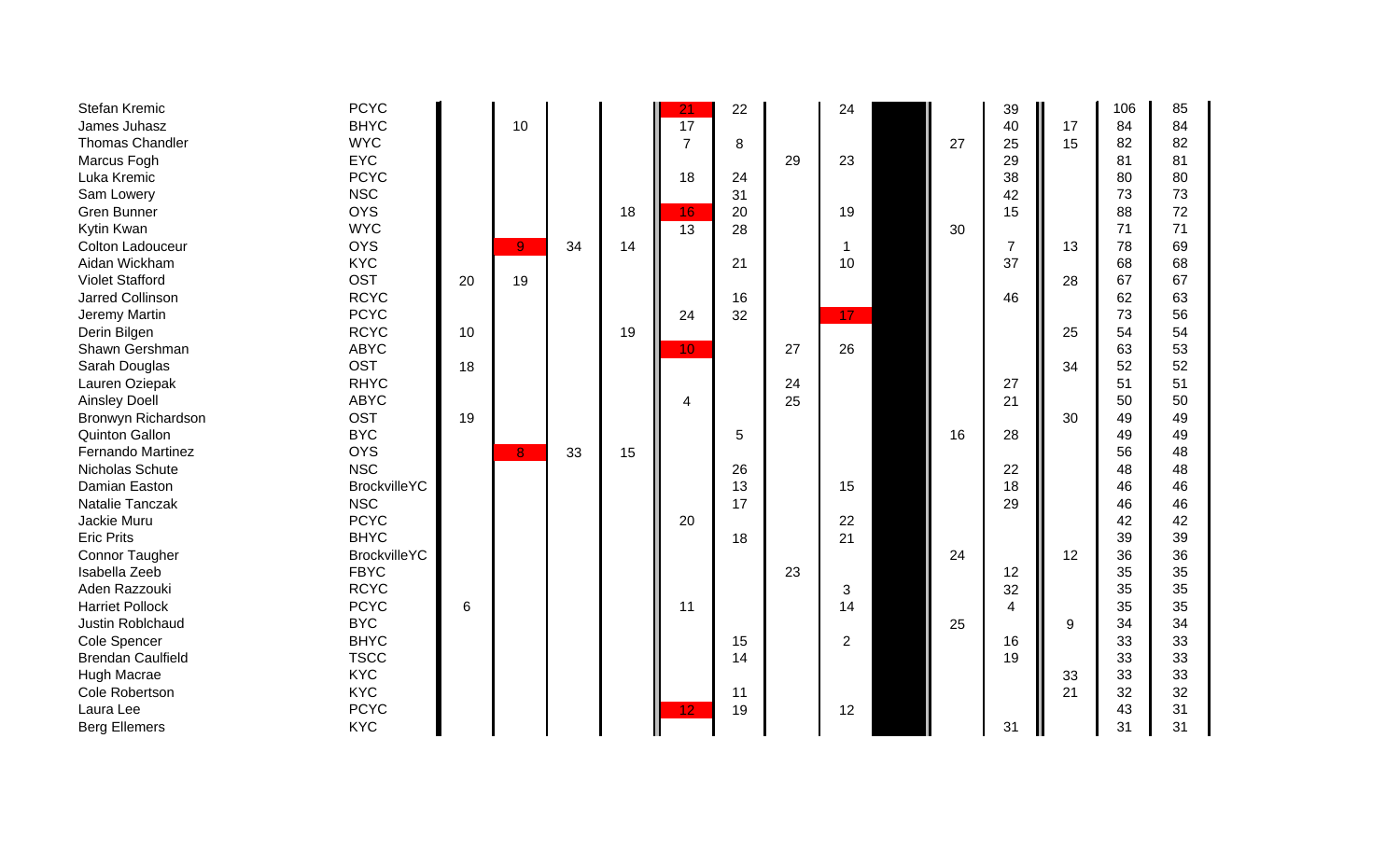| | | | | | | | | | | | | | | | |
|---|---|---|---|---|---|---|---|---|---|---|---|---|---|---|---|
| Stefan Kremic | PCYC | | | | | 21 | 22 | | 24 | | | 39 | | 106 | 85 |
| James Juhasz | BHYC | | 10 | | | 17 | | | | | | 40 | 17 | 84 | 84 |
| Thomas Chandler | WYC | | | | | 7 | 8 | | | | 27 | 25 | 15 | 82 | 82 |
| Marcus Fogh | EYC | | | | | | | 29 | 23 | | | 29 | | 81 | 81 |
| Luka Kremic | PCYC | | | | | 18 | 24 | | | | | 38 | | 80 | 80 |
| Sam Lowery | NSC | | | | | | 31 | | | | | 42 | | 73 | 73 |
| Gren Bunner | OYS | | | | 18 | 16 | 20 | | 19 | | | 15 | | 88 | 72 |
| Kytin Kwan | WYC | | | | | 13 | 28 | | | | 30 | | | 71 | 71 |
| Colton Ladouceur | OYS | | 9 | 34 | 14 | | | | 1 | | | 7 | 13 | 78 | 69 |
| Aidan Wickham | KYC | | | | | | 21 | | 10 | | | 37 | | 68 | 68 |
| Violet Stafford | OST | 20 | 19 | | | | | | | | | | 28 | 67 | 67 |
| Jarred Collinson | RCYC | | | | | | 16 | | | | | 46 | | 62 | 63 |
| Jeremy Martin | PCYC | | | | | 24 | 32 | | 17 | | | | | 73 | 56 |
| Derin Bilgen | RCYC | 10 | | | 19 | | | | | | | | 25 | 54 | 54 |
| Shawn Gershman | ABYC | | | | | 10 | | 27 | 26 | | | | | 63 | 53 |
| Sarah Douglas | OST | 18 | | | | | | | | | | | 34 | 52 | 52 |
| Lauren Oziepak | RHYC | | | | | | | 24 | | | | 27 | | 51 | 51 |
| Ainsley Doell | ABYC | | | | | 4 | | 25 | | | | 21 | | 50 | 50 |
| Bronwyn Richardson | OST | 19 | | | | | | | | | | | 30 | 49 | 49 |
| Quinton Gallon | BYC | | | | | | 5 | | | | 16 | 28 | | 49 | 49 |
| Fernando Martinez | OYS | | 8 | 33 | 15 | | | | | | | | | 56 | 48 |
| Nicholas Schute | NSC | | | | | | 26 | | | | | 22 | | 48 | 48 |
| Damian Easton | BrockvilleYC | | | | | | 13 | | 15 | | | 18 | | 46 | 46 |
| Natalie Tanczak | NSC | | | | | | 17 | | | | | 29 | | 46 | 46 |
| Jackie Muru | PCYC | | | | | 20 | | | 22 | | | | | 42 | 42 |
| Eric Prits | BHYC | | | | | | 18 | | 21 | | | | | 39 | 39 |
| Connor Taugher | BrockvilleYC | | | | | | | | | | 24 | | 12 | 36 | 36 |
| Isabella Zeeb | FBYC | | | | | | | 23 | | | | 12 | | 35 | 35 |
| Aden Razzouki | RCYC | | | | | | | | 3 | | | 32 | | 35 | 35 |
| Harriet Pollock | PCYC | 6 | | | | 11 | | | 14 | | | 4 | | 35 | 35 |
| Justin Roblchaud | BYC | | | | | | | | | | 25 | | 9 | 34 | 34 |
| Cole Spencer | BHYC | | | | | | 15 | | 2 | | | 16 | | 33 | 33 |
| Brendan Caulfield | TSCC | | | | | | 14 | | | | | 19 | | 33 | 33 |
| Hugh Macrae | KYC | | | | | | | | | | | | 33 | 33 | 33 |
| Cole Robertson | KYC | | | | | | 11 | | | | | | 21 | 32 | 32 |
| Laura Lee | PCYC | | | | | 12 | 19 | | 12 | | | | | 43 | 31 |
| Berg Ellemers | KYC | | | | | | | | | | | 31 | | 31 | 31 |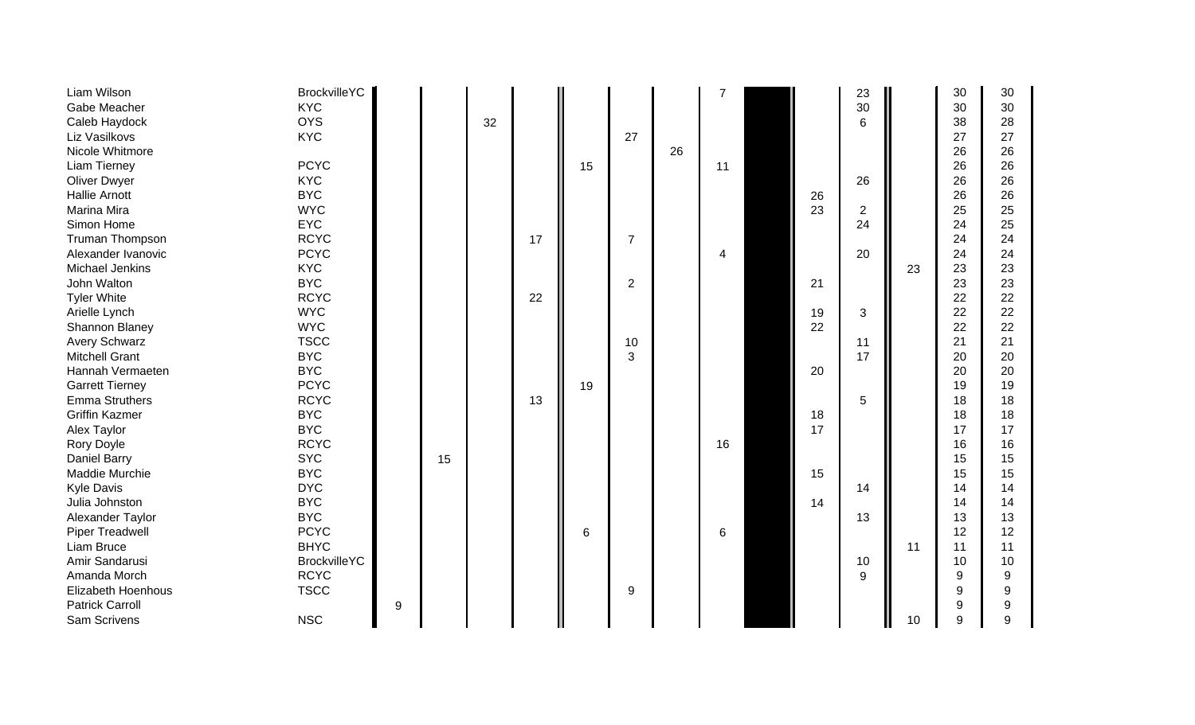| | | | | | | | | | | | | | | | |
|---|---|---|---|---|---|---|---|---|---|---|---|---|---|---|---|
| Liam Wilson | BrockvilleYC | | | | | | | | 7 | | | 23 | | 30 | 30 |
| Gabe Meacher | KYC | | | | | | | | | | | 30 | | 30 | 30 |
| Caleb Haydock | OYS | | | 32 | | | | | | | | 6 | | 38 | 28 |
| Liz Vasilkovs | KYC | | | | | | 27 | | | | | | | 27 | 27 |
| Nicole Whitmore | | | | | | | | 26 | | | | | | 26 | 26 |
| Liam Tierney | PCYC | | | | | 15 | | | 11 | | | | | 26 | 26 |
| Oliver Dwyer | KYC | | | | | | | | | | | 26 | | 26 | 26 |
| Hallie Arnott | BYC | | | | | | | | | | 26 | | | 26 | 26 |
| Marina Mira | WYC | | | | | | | | | | 23 | 2 | | 25 | 25 |
| Simon Home | EYC | | | | | | | | | | | 24 | | 24 | 25 |
| Truman Thompson | RCYC | | | | 17 | | 7 | | | | | | | 24 | 24 |
| Alexander Ivanovic | PCYC | | | | | | | | 4 | | | 20 | | 24 | 24 |
| Michael Jenkins | KYC | | | | | | | | | | | | 23 | 23 | 23 |
| John Walton | BYC | | | | | | 2 | | | | 21 | | | 23 | 23 |
| Tyler White | RCYC | | | | 22 | | | | | | | | | 22 | 22 |
| Arielle Lynch | WYC | | | | | | | | | | 19 | 3 | | 22 | 22 |
| Shannon Blaney | WYC | | | | | | | | | | 22 | | | 22 | 22 |
| Avery Schwarz | TSCC | | | | | | 10 | | | | | 11 | | 21 | 21 |
| Mitchell Grant | BYC | | | | | | 3 | | | | | 17 | | 20 | 20 |
| Hannah Vermaeten | BYC | | | | | | | | | | 20 | | | 20 | 20 |
| Garrett Tierney | PCYC | | | | | 19 | | | | | | | | 19 | 19 |
| Emma Struthers | RCYC | | | | 13 | | | | | | | 5 | | 18 | 18 |
| Griffin Kazmer | BYC | | | | | | | | | | 18 | | | 18 | 18 |
| Alex Taylor | BYC | | | | | | | | | | 17 | | | 17 | 17 |
| Rory Doyle | RCYC | | | | | | | | 16 | | | | | 16 | 16 |
| Daniel Barry | SYC | | 15 | | | | | | | | | | | 15 | 15 |
| Maddie Murchie | BYC | | | | | | | | | | 15 | | | 15 | 15 |
| Kyle Davis | DYC | | | | | | | | | | | 14 | | 14 | 14 |
| Julia Johnston | BYC | | | | | | | | | | 14 | | | 14 | 14 |
| Alexander Taylor | BYC | | | | | | | | | | | 13 | | 13 | 13 |
| Piper Treadwell | PCYC | | | | | 6 | | | 6 | | | | | 12 | 12 |
| Liam Bruce | BHYC | | | | | | | | | | | | 11 | 11 | 11 |
| Amir Sandarusi | BrockvilleYC | | | | | | | | | | | 10 | | 10 | 10 |
| Amanda Morch | RCYC | | | | | | | | | | | 9 | | 9 | 9 |
| Elizabeth Hoenhous | TSCC | | | | | | 9 | | | | | | | 9 | 9 |
| Patrick Carroll | | 9 | | | | | | | | | | | | 9 | 9 |
| Sam Scrivens | NSC | | | | | | | | | | | | 10 | 9 | 9 |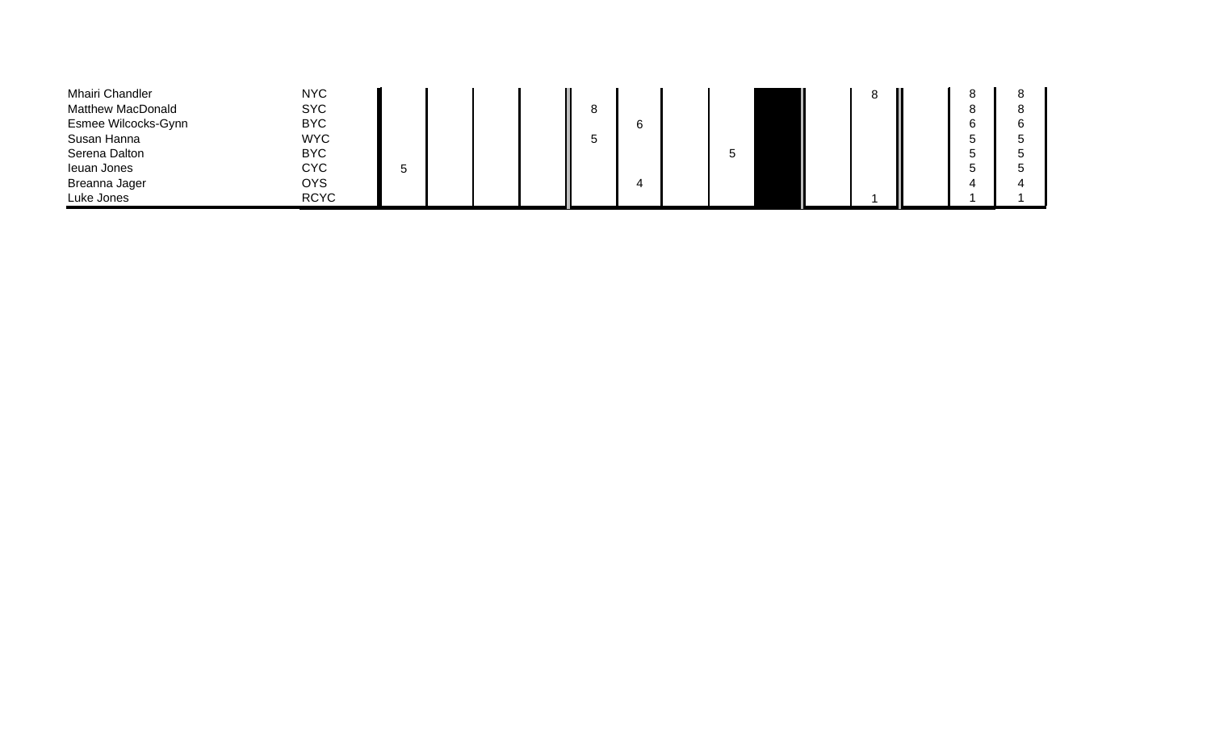| | | | | | | | | | | | | | | | |
|---|---|---|---|---|---|---|---|---|---|---|---|---|---|---|---|
| Mhairi Chandler | NYC | | | | | | | | | | | 8 | | 8 | 8 |
| Matthew MacDonald | SYC | | | | | 8 | | | | | | | | 8 | 8 |
| Esmee Wilcocks-Gynn | BYC | | | | | | 6 | | | | | | | 6 | 6 |
| Susan Hanna | WYC | | | | | 5 | | | | | | | | 5 | 5 |
| Serena Dalton | BYC | | | | | | | | 5 | | | | | 5 | 5 |
| Ieuan Jones | CYC | 5 | | | | | | | | | | | | 5 | 5 |
| Breanna Jager | OYS | | | | | | 4 | | | | | | | 4 | 4 |
| Luke Jones | RCYC | | | | | | | | | | | 1 | | 1 | 1 |